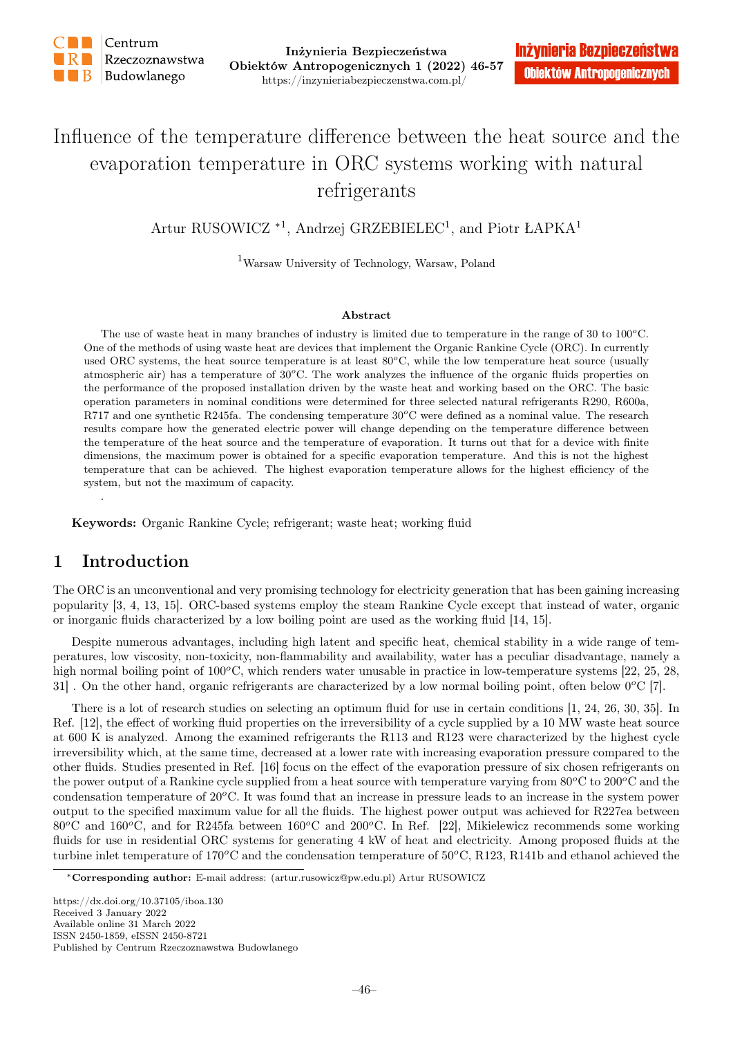# Influence of the temperature difference between the heat source and the evaporation temperature in ORC systems working with natural refrigerants

Artur RUSOWICZ *[1], Andrzej GRZEBIELEC[1], and Piotr ŁAPKA[1]

[1]Warsaw University of Technology, Warsaw, Poland

### Abstract

The use of waste heat in many branches of industry is limited due to temperature in the range of 30 to 100$^o$C. One of the methods of using waste heat are devices that implement the Organic Rankine Cycle (ORC). In currently used ORC systems, the heat source temperature is at least 80$^o$C, while the low temperature heat source (usually atmospheric air) has a temperature of 30$^o$C. The work analyzes the influence of the organic fluids properties on the performance of the proposed installation driven by the waste heat and working based on the ORC. The basic operation parameters in nominal conditions were determined for three selected natural refrigerants R290, R600a, R717 and one synthetic R245fa. The condensing temperature 30$^o$C were defined as a nominal value. The research results compare how the generated electric power will change depending on the temperature difference between the temperature of the heat source and the temperature of evaporation. It turns out that for a device with finite dimensions, the maximum power is obtained for a specific evaporation temperature. And this is not the highest temperature that can be achieved. The highest evaporation temperature allows for the highest efficiency of the system, but not the maximum of capacity.

.

**Keywords:** Organic Rankine Cycle; refrigerant; waste heat; working fluid

## 1 Introduction

The ORC is an unconventional and very promising technology for electricity generation that has been gaining increasing popularity [3, 4, 13, 15]. ORC-based systems employ the steam Rankine Cycle except that instead of water, organic or inorganic fluids characterized by a low boiling point are used as the working fluid [14, 15].

Despite numerous advantages, including high latent and specific heat, chemical stability in a wide range of temperatures, low viscosity, non-toxicity, non-flammability and availability, water has a peculiar disadvantage, namely a high normal boiling point of 100$^o$C, which renders water unusable in practice in low-temperature systems [22, 25, 28, 31] . On the other hand, organic refrigerants are characterized by a low normal boiling point, often below 0$^o$C [7].

There is a lot of research studies on selecting an optimum fluid for use in certain conditions [1, 24, 26, 30, 35]. In Ref. [12], the effect of working fluid properties on the irreversibility of a cycle supplied by a 10 MW waste heat source at 600 K is analyzed. Among the examined refrigerants the R113 and R123 were characterized by the highest cycle irreversibility which, at the same time, decreased at a lower rate with increasing evaporation pressure compared to the other fluids. Studies presented in Ref. [16] focus on the effect of the evaporation pressure of six chosen refrigerants on the power output of a Rankine cycle supplied from a heat source with temperature varying from 80$^o$C to 200$^o$C and the condensation temperature of 20$^o$C. It was found that an increase in pressure leads to an increase in the system power output to the specified maximum value for all the fluids. The highest power output was achieved for R227ea between 80$^o$C and 160$^o$C, and for R245fa between 160$^o$C and 200$^o$C. In Ref. [22], Mikielewicz recommends some working fluids for use in residential ORC systems for generating 4 kW of heat and electricity. Among proposed fluids at the turbine inlet temperature of 170$^o$C and the condensation temperature of 50$^o$C, R123, R141b and ethanol achieved the

*Corresponding author: E-mail address: (artur.rusowicz@pw.edu.pl) Artur RUSOWICZ

https://dx.doi.org/10.37105/iboa.130
Received 3 January 2022
Available online 31 March 2022
ISSN 2450-1859, eISSN 2450-8721
Published by Centrum Rzeczoznawstwa Budowlanego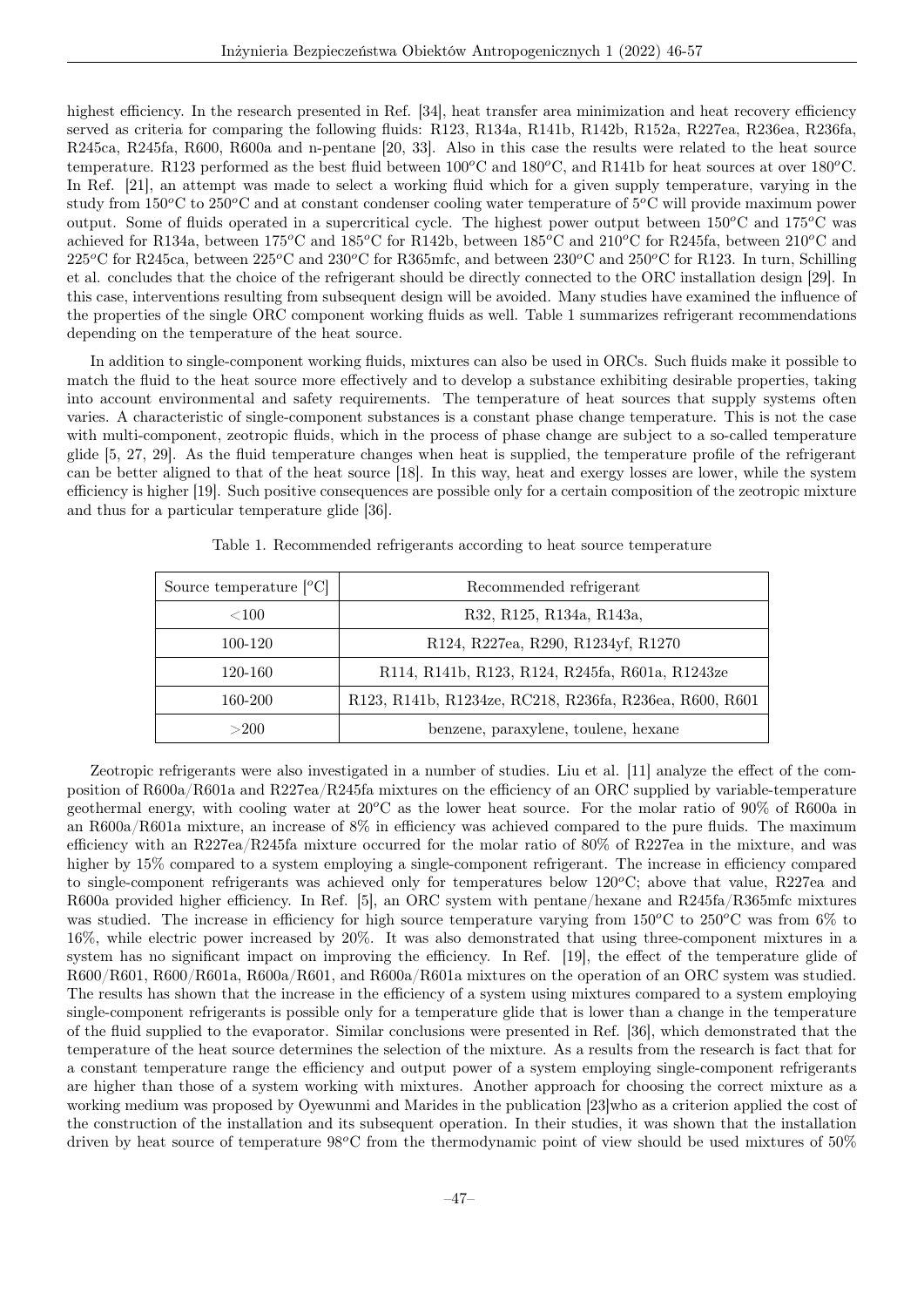highest efficiency. In the research presented in Ref. [34], heat transfer area minimization and heat recovery efficiency served as criteria for comparing the following fluids: R123, R134a, R141b, R142b, R152a, R227ea, R236ea, R236fa, R245ca, R245fa, R600, R600a and n-pentane [20, 33]. Also in this case the results were related to the heat source temperature. R123 performed as the best fluid between 100$^o$C and 180$^o$C, and R141b for heat sources at over 180$^o$C. In Ref. [21], an attempt was made to select a working fluid which for a given supply temperature, varying in the study from 150$^o$C to 250$^o$C and at constant condenser cooling water temperature of 5$^o$C will provide maximum power output. Some of fluids operated in a supercritical cycle. The highest power output between 150$^o$C and 175$^o$C was achieved for R134a, between 175$^o$C and 185$^o$C for R142b, between 185$^o$C and 210$^o$C for R245fa, between 210$^o$C and 225$^o$C for R245ca, between 225$^o$C and 230$^o$C for R365mfc, and between 230$^o$C and 250$^o$C for R123. In turn, Schilling et al. concludes that the choice of the refrigerant should be directly connected to the ORC installation design [29]. In this case, interventions resulting from subsequent design will be avoided. Many studies have examined the influence of the properties of the single ORC component working fluids as well. Table 1 summarizes refrigerant recommendations depending on the temperature of the heat source.

In addition to single-component working fluids, mixtures can also be used in ORCs. Such fluids make it possible to match the fluid to the heat source more effectively and to develop a substance exhibiting desirable properties, taking into account environmental and safety requirements. The temperature of heat sources that supply systems often varies. A characteristic of single-component substances is a constant phase change temperature. This is not the case with multi-component, zeotropic fluids, which in the process of phase change are subject to a so-called temperature glide [5, 27, 29]. As the fluid temperature changes when heat is supplied, the temperature profile of the refrigerant can be better aligned to that of the heat source [18]. In this way, heat and exergy losses are lower, while the system efficiency is higher [19]. Such positive consequences are possible only for a certain composition of the zeotropic mixture and thus for a particular temperature glide [36].

Table 1. Recommended refrigerants according to heat source temperature

| Source temperature [$^o$C] | Recommended refrigerant |
|---|---|
| <100 | R32, R125, R134a, R143a, |
| 100-120 | R124, R227ea, R290, R1234yf, R1270 |
| 120-160 | R114, R141b, R123, R124, R245fa, R601a, R1243ze |
| 160-200 | R123, R141b, R1234ze, RC218, R236fa, R236ea, R600, R601 |
| >200 | benzene, paraxylene, toulene, hexane |

Zeotropic refrigerants were also investigated in a number of studies. Liu et al. [11] analyze the effect of the composition of R600a/R601a and R227ea/R245fa mixtures on the efficiency of an ORC supplied by variable-temperature geothermal energy, with cooling water at 20$^o$C as the lower heat source. For the molar ratio of 90% of R600a in an R600a/R601a mixture, an increase of 8% in efficiency was achieved compared to the pure fluids. The maximum efficiency with an R227ea/R245fa mixture occurred for the molar ratio of 80% of R227ea in the mixture, and was higher by 15% compared to a system employing a single-component refrigerant. The increase in efficiency compared to single-component refrigerants was achieved only for temperatures below 120$^o$C; above that value, R227ea and R600a provided higher efficiency. In Ref. [5], an ORC system with pentane/hexane and R245fa/R365mfc mixtures was studied. The increase in efficiency for high source temperature varying from 150$^o$C to 250$^o$C was from 6% to 16%, while electric power increased by 20%. It was also demonstrated that using three-component mixtures in a system has no significant impact on improving the efficiency. In Ref. [19], the effect of the temperature glide of R600/R601, R600/R601a, R600a/R601, and R600a/R601a mixtures on the operation of an ORC system was studied. The results has shown that the increase in the efficiency of a system using mixtures compared to a system employing single-component refrigerants is possible only for a temperature glide that is lower than a change in the temperature of the fluid supplied to the evaporator. Similar conclusions were presented in Ref. [36], which demonstrated that the temperature of the heat source determines the selection of the mixture. As a results from the research is fact that for a constant temperature range the efficiency and output power of a system employing single-component refrigerants are higher than those of a system working with mixtures. Another approach for choosing the correct mixture as a working medium was proposed by Oyewunmi and Marides in the publication [23]who as a criterion applied the cost of the construction of the installation and its subsequent operation. In their studies, it was shown that the installation driven by heat source of temperature 98$^o$C from the thermodynamic point of view should be used mixtures of 50%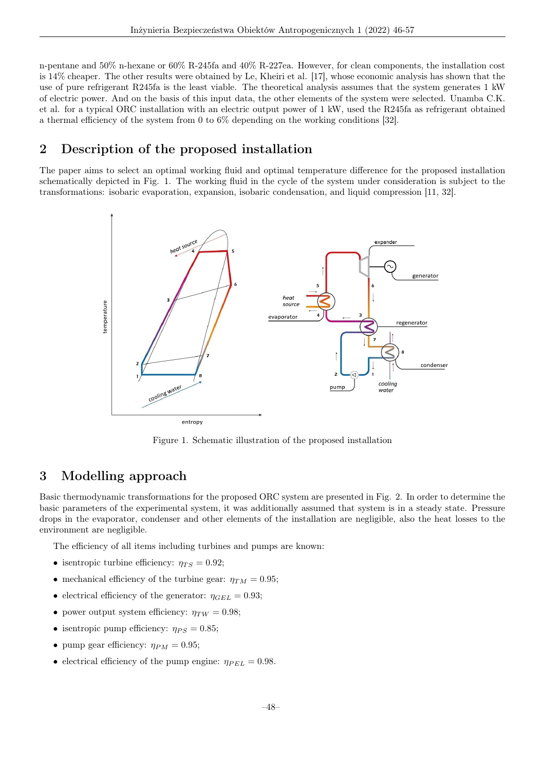n-pentane and 50% n-hexane or 60% R-245fa and 40% R-227ea. However, for clean components, the installation cost is 14% cheaper. The other results were obtained by Le, Kheiri et al. [17], whose economic analysis has shown that the use of pure refrigerant R245fa is the least viable. The theoretical analysis assumes that the system generates 1 kW of electric power. And on the basis of this input data, the other elements of the system were selected. Unamba C.K. et al. for a typical ORC installation with an electric output power of 1 kW, used the R245fa as refrigerant obtained a thermal efficiency of the system from 0 to 6% depending on the working conditions [32].

## 2 Description of the proposed installation

The paper aims to select an optimal working fluid and optimal temperature difference for the proposed installation schematically depicted in Fig. 1. The working fluid in the cycle of the system under consideration is subject to the transformations: isobaric evaporation, expansion, isobaric condensation, and liquid compression [11, 32].

Figure 1. Schematic illustration of the proposed installation

## 3 Modelling approach

Basic thermodynamic transformations for the proposed ORC system are presented in Fig. 2. In order to determine the basic parameters of the experimental system, it was additionally assumed that system is in a steady state. Pressure drops in the evaporator, condenser and other elements of the installation are negligible, also the heat losses to the environment are negligible.

The efficiency of all items including turbines and pumps are known:

- isentropic turbine efficiency: $\eta_{TS} = 0.92$;
- mechanical efficiency of the turbine gear: $\eta_{TM} = 0.95$;
- electrical efficiency of the generator: $\eta_{GEL} = 0.93$;
- power output system efficiency: $\eta_{TW} = 0.98$;
- isentropic pump efficiency: $\eta_{PS} = 0.85$;
- pump gear efficiency: $\eta_{PM} = 0.95$;
- electrical efficiency of the pump engine: $\eta_{PEL} = 0.98$.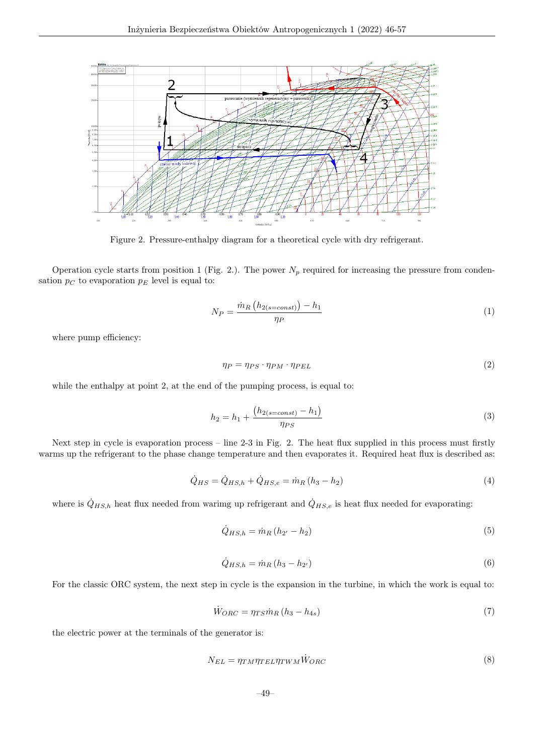Figure 2. Pressure-enthalpy diagram for a theoretical cycle with dry refrigerant.

Operation cycle starts from position 1 (Fig. 2.). The power $N_p$ required for increasing the pressure from condensation $p_C$ to evaporation $p_E$ level is equal to:

$$N_P = \frac{\dot{m}_R \left(h_{2(s=const)}\right) - h_1}{\eta_P} \tag{1}$$

where pump efficiency:

$$\eta_P = \eta_{PS} \cdot \eta_{PM} \cdot \eta_{PEL} \tag{2}$$

while the enthalpy at point 2, at the end of the pumping process, is equal to:

$$h_2 = h_1 + \frac{\left(h_{2(s=const)} - h_1\right)}{\eta_{PS}} \tag{3}$$

Next step in cycle is evaporation process – line 2-3 in Fig. 2. The heat flux supplied in this process must firstly warms up the refrigerant to the phase change temperature and then evaporates it. Required heat flux is described as:

$$\dot{Q}_{HS} = \dot{Q}_{HS,h} + \dot{Q}_{HS,e} = \dot{m}_R \left(h_3 - h_2\right) \tag{4}$$

where is $\dot{Q}_{HS,h}$ heat flux needed from warimg up refrigerant and $\dot{Q}_{HS,e}$ is heat flux needed for evaporating:

$$\dot{Q}_{HS,h} = \dot{m}_R \left(h_{2'} - h_2\right) \tag{5}$$

$$\dot{Q}_{HS,h} = \dot{m}_R \left(h_3 - h_{2'}\right) \tag{6}$$

For the classic ORC system, the next step in cycle is the expansion in the turbine, in which the work is equal to:

$$\dot{W}_{ORC} = \eta_{TS} \dot{m}_R \left(h_3 - h_{4s}\right) \tag{7}$$

the electric power at the terminals of the generator is:

$$N_{EL} = \eta_{TM} \eta_{TEL} \eta_{TWM} \dot{W}_{ORC} \tag{8}$$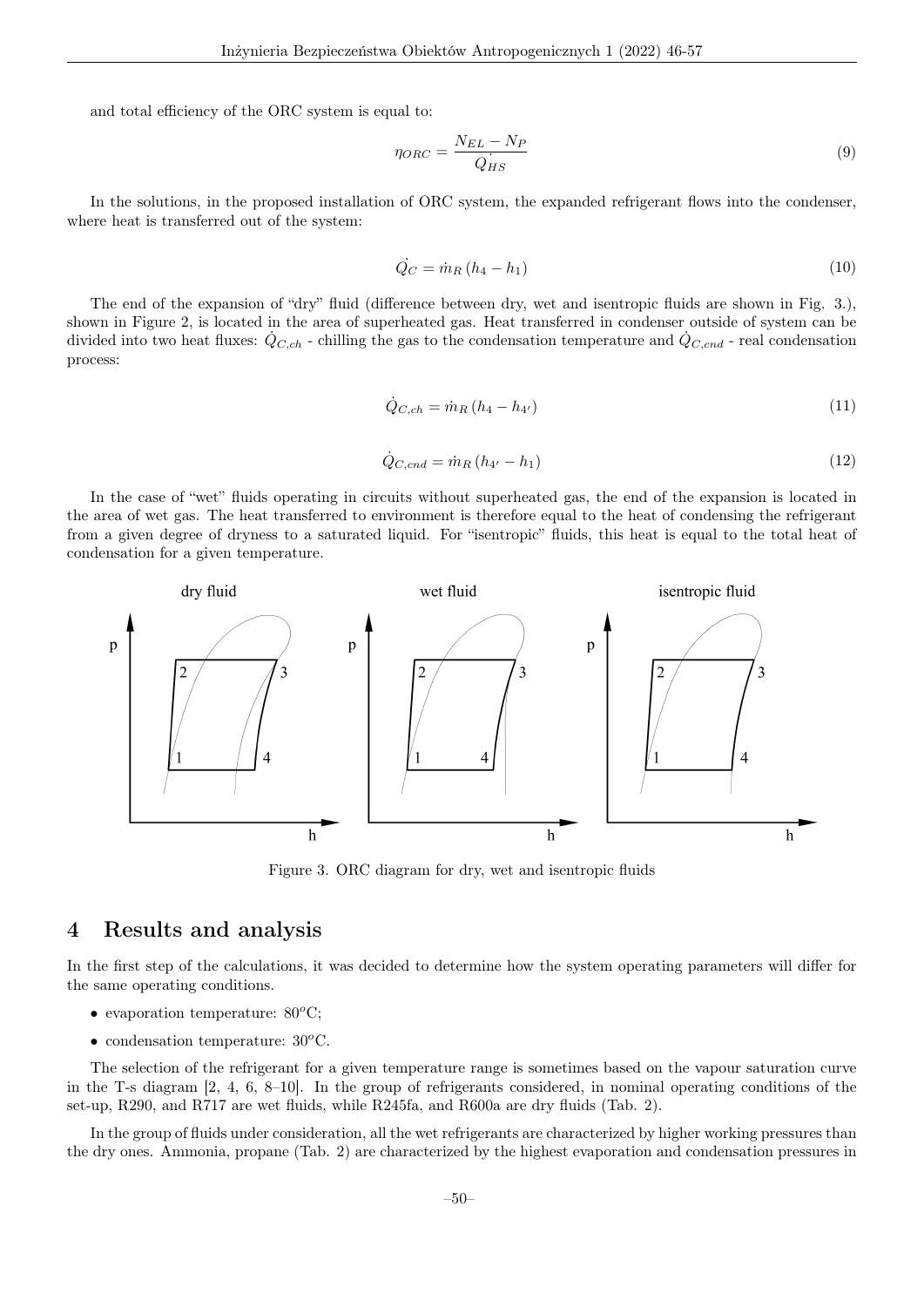and total efficiency of the ORC system is equal to:

$$\eta_{ORC} = \frac{N_{EL} - N_P}{\dot{Q_{HS}}} \tag{9}$$

In the solutions, in the proposed installation of ORC system, the expanded refrigerant flows into the condenser, where heat is transferred out of the system:

$$\dot{Q_C} = \dot{m}_R \left(h_4 - h_1\right) \tag{10}$$

The end of the expansion of "dry" fluid (difference between dry, wet and isentropic fluids are shown in Fig. 3.), shown in Figure 2, is located in the area of superheated gas. Heat transferred in condenser outside of system can be divided into two heat fluxes: $\dot{Q}_{C,ch}$ - chilling the gas to the condensation temperature and $\dot{Q}_{C,cnd}$ - real condensation process:

$$\dot{Q}_{C,ch} = \dot{m}_R \left(h_4 - h_{4'}\right) \tag{11}$$

$$\dot{Q}_{C,cnd} = \dot{m}_R \left(h_{4'} - h_1\right) \tag{12}$$

In the case of "wet" fluids operating in circuits without superheated gas, the end of the expansion is located in the area of wet gas. The heat transferred to environment is therefore equal to the heat of condensing the refrigerant from a given degree of dryness to a saturated liquid. For "isentropic" fluids, this heat is equal to the total heat of condensation for a given temperature.

Figure 3. ORC diagram for dry, wet and isentropic fluids

## 4 Results and analysis

In the first step of the calculations, it was decided to determine how the system operating parameters will differ for the same operating conditions.

- evaporation temperature: $80^o$C;
- condensation temperature: $30^o$C.

The selection of the refrigerant for a given temperature range is sometimes based on the vapour saturation curve in the T-s diagram [2, 4, 6, 8–10]. In the group of refrigerants considered, in nominal operating conditions of the set-up, R290, and R717 are wet fluids, while R245fa, and R600a are dry fluids (Tab. 2).

In the group of fluids under consideration, all the wet refrigerants are characterized by higher working pressures than the dry ones. Ammonia, propane (Tab. 2) are characterized by the highest evaporation and condensation pressures in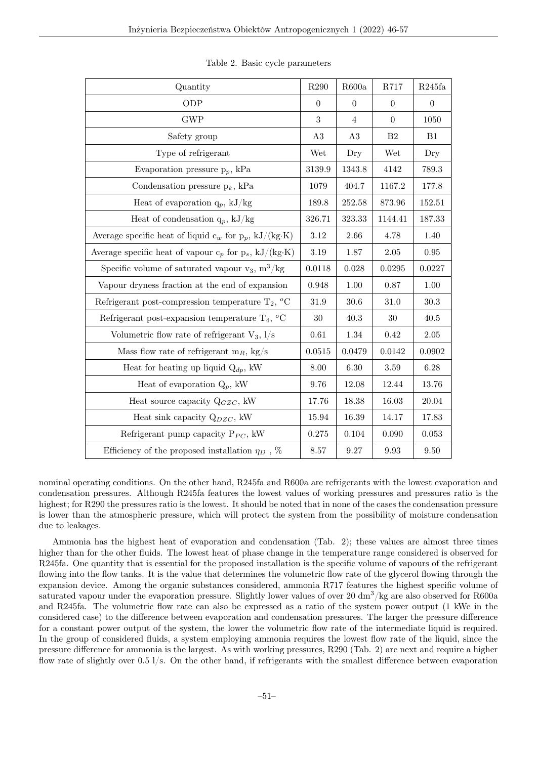Table 2. Basic cycle parameters

| Quantity | R290 | R600a | R717 | R245fa |
|---|---|---|---|---|
| ODP | 0 | 0 | 0 | 0 |
| GWP | 3 | 4 | 0 | 1050 |
| Safety group | A3 | A3 | B2 | B1 |
| Type of refrigerant | Wet | Dry | Wet | Dry |
| Evaporation pressure $p_p$, kPa | 3139.9 | 1343.8 | 4142 | 789.3 |
| Condensation pressure $p_k$, kPa | 1079 | 404.7 | 1167.2 | 177.8 |
| Heat of evaporation $q_p$, kJ/kg | 189.8 | 252.58 | 873.96 | 152.51 |
| Heat of condensation $q_p$, kJ/kg | 326.71 | 323.33 | 1144.41 | 187.33 |
| Average specific heat of liquid $c_w$ for $p_p$, kJ/(kg·K) | 3.12 | 2.66 | 4.78 | 1.40 |
| Average specific heat of vapour $c_p$ for $p_s$, kJ/(kg·K) | 3.19 | 1.87 | 2.05 | 0.95 |
| Specific volume of saturated vapour $v_3$, m$^3$/kg | 0.0118 | 0.028 | 0.0295 | 0.0227 |
| Vapour dryness fraction at the end of expansion | 0.948 | 1.00 | 0.87 | 1.00 |
| Refrigerant post-compression temperature $T_2$, $^o$C | 31.9 | 30.6 | 31.0 | 30.3 |
| Refrigerant post-expansion temperature $T_4$, $^o$C | 30 | 40.3 | 30 | 40.5 |
| Volumetric flow rate of refrigerant $V_3$, l/s | 0.61 | 1.34 | 0.42 | 2.05 |
| Mass flow rate of refrigerant $m_R$, kg/s | 0.0515 | 0.0479 | 0.0142 | 0.0902 |
| Heat for heating up liquid $Q_{dp}$, kW | 8.00 | 6.30 | 3.59 | 6.28 |
| Heat of evaporation $Q_p$, kW | 9.76 | 12.08 | 12.44 | 13.76 |
| Heat source capacity $Q_{GZC}$, kW | 17.76 | 18.38 | 16.03 | 20.04 |
| Heat sink capacity $Q_{DZC}$, kW | 15.94 | 16.39 | 14.17 | 17.83 |
| Refrigerant pump capacity $P_{PC}$, kW | 0.275 | 0.104 | 0.090 | 0.053 |
| Efficiency of the proposed installation $\eta_D$ , % | 8.57 | 9.27 | 9.93 | 9.50 |

nominal operating conditions. On the other hand, R245fa and R600a are refrigerants with the lowest evaporation and condensation pressures. Although R245fa features the lowest values of working pressures and pressures ratio is the highest; for R290 the pressures ratio is the lowest. It should be noted that in none of the cases the condensation pressure is lower than the atmospheric pressure, which will protect the system from the possibility of moisture condensation due to leakages.

Ammonia has the highest heat of evaporation and condensation (Tab. 2); these values are almost three times higher than for the other fluids. The lowest heat of phase change in the temperature range considered is observed for R245fa. One quantity that is essential for the proposed installation is the specific volume of vapours of the refrigerant flowing into the flow tanks. It is the value that determines the volumetric flow rate of the glycerol flowing through the expansion device. Among the organic substances considered, ammonia R717 features the highest specific volume of saturated vapour under the evaporation pressure. Slightly lower values of over 20 dm$^3$/kg are also observed for R600a and R245fa. The volumetric flow rate can also be expressed as a ratio of the system power output (1 kWe in the considered case) to the difference between evaporation and condensation pressures. The larger the pressure difference for a constant power output of the system, the lower the volumetric flow rate of the intermediate liquid is required. In the group of considered fluids, a system employing ammonia requires the lowest flow rate of the liquid, since the pressure difference for ammonia is the largest. As with working pressures, R290 (Tab. 2) are next and require a higher flow rate of slightly over 0.5 l/s. On the other hand, if refrigerants with the smallest difference between evaporation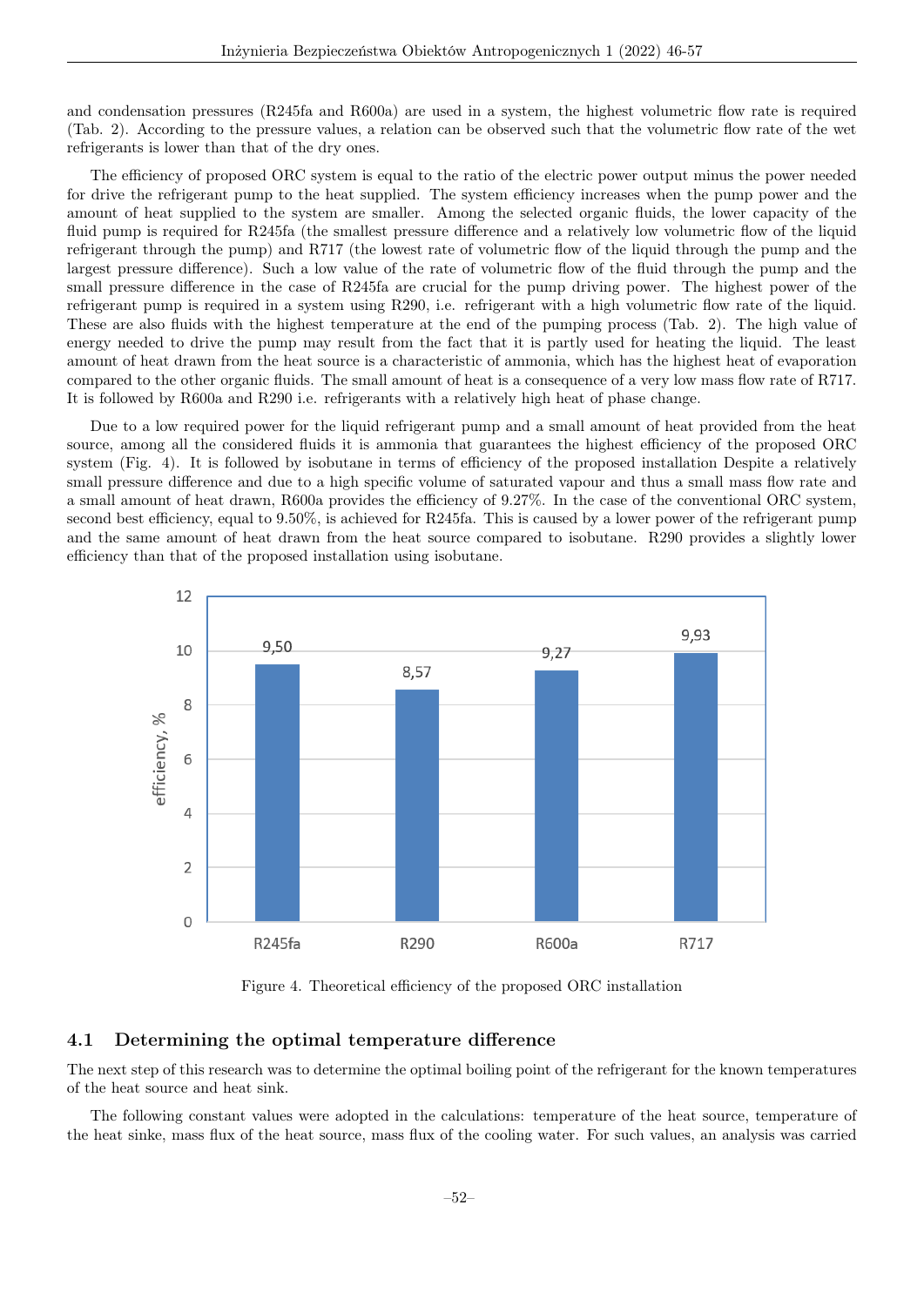and condensation pressures (R245fa and R600a) are used in a system, the highest volumetric flow rate is required (Tab. 2). According to the pressure values, a relation can be observed such that the volumetric flow rate of the wet refrigerants is lower than that of the dry ones.

The efficiency of proposed ORC system is equal to the ratio of the electric power output minus the power needed for drive the refrigerant pump to the heat supplied. The system efficiency increases when the pump power and the amount of heat supplied to the system are smaller. Among the selected organic fluids, the lower capacity of the fluid pump is required for R245fa (the smallest pressure difference and a relatively low volumetric flow of the liquid refrigerant through the pump) and R717 (the lowest rate of volumetric flow of the liquid through the pump and the largest pressure difference). Such a low value of the rate of volumetric flow of the fluid through the pump and the small pressure difference in the case of R245fa are crucial for the pump driving power. The highest power of the refrigerant pump is required in a system using R290, i.e. refrigerant with a high volumetric flow rate of the liquid. These are also fluids with the highest temperature at the end of the pumping process (Tab. 2). The high value of energy needed to drive the pump may result from the fact that it is partly used for heating the liquid. The least amount of heat drawn from the heat source is a characteristic of ammonia, which has the highest heat of evaporation compared to the other organic fluids. The small amount of heat is a consequence of a very low mass flow rate of R717. It is followed by R600a and R290 i.e. refrigerants with a relatively high heat of phase change.

Due to a low required power for the liquid refrigerant pump and a small amount of heat provided from the heat source, among all the considered fluids it is ammonia that guarantees the highest efficiency of the proposed ORC system (Fig. 4). It is followed by isobutane in terms of efficiency of the proposed installation Despite a relatively small pressure difference and due to a high specific volume of saturated vapour and thus a small mass flow rate and a small amount of heat drawn, R600a provides the efficiency of 9.27%. In the case of the conventional ORC system, second best efficiency, equal to 9.50%, is achieved for R245fa. This is caused by a lower power of the refrigerant pump and the same amount of heat drawn from the heat source compared to isobutane. R290 provides a slightly lower efficiency than that of the proposed installation using isobutane.

| Refrigerant | Efficiency, % |
|---|---|
| R245fa | 9,50 |
| R290 | 8,57 |
| R600a | 9,27 |
| R717 | 9,93 |

Figure 4. Theoretical efficiency of the proposed ORC installation

## 4.1 Determining the optimal temperature difference

The next step of this research was to determine the optimal boiling point of the refrigerant for the known temperatures of the heat source and heat sink.

The following constant values were adopted in the calculations: temperature of the heat source, temperature of the heat sinke, mass flux of the heat source, mass flux of the cooling water. For such values, an analysis was carried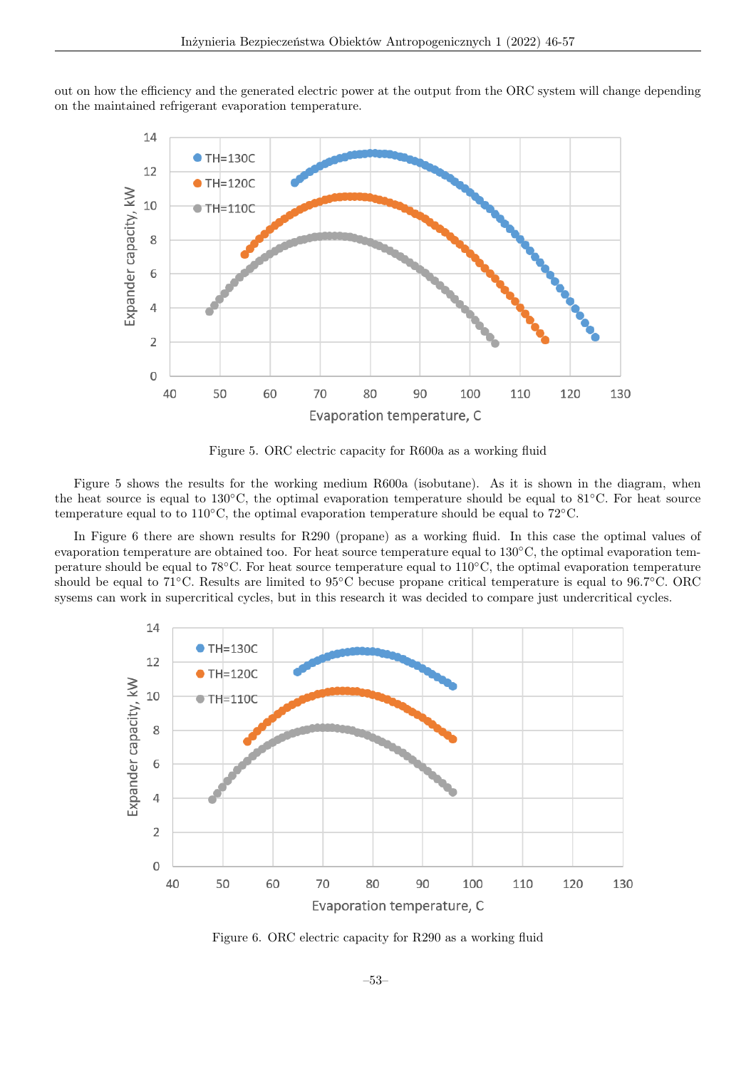out on how the efficiency and the generated electric power at the output from the ORC system will change depending on the maintained refrigerant evaporation temperature.

Figure 5. ORC electric capacity for R600a as a working fluid

Figure 5 shows the results for the working medium R600a (isobutane). As it is shown in the diagram, when the heat source is equal to 130°C, the optimal evaporation temperature should be equal to 81°C. For heat source temperature equal to to 110°C, the optimal evaporation temperature should be equal to 72°C.

In Figure 6 there are shown results for R290 (propane) as a working fluid. In this case the optimal values of evaporation temperature are obtained too. For heat source temperature equal to 130°C, the optimal evaporation temperature should be equal to 78°C. For heat source temperature equal to 110°C, the optimal evaporation temperature should be equal to 71°C. Results are limited to 95°C becuse propane critical temperature is equal to 96.7°C. ORC sysems can work in supercritical cycles, but in this research it was decided to compare just undercritical cycles.

Figure 6. ORC electric capacity for R290 as a working fluid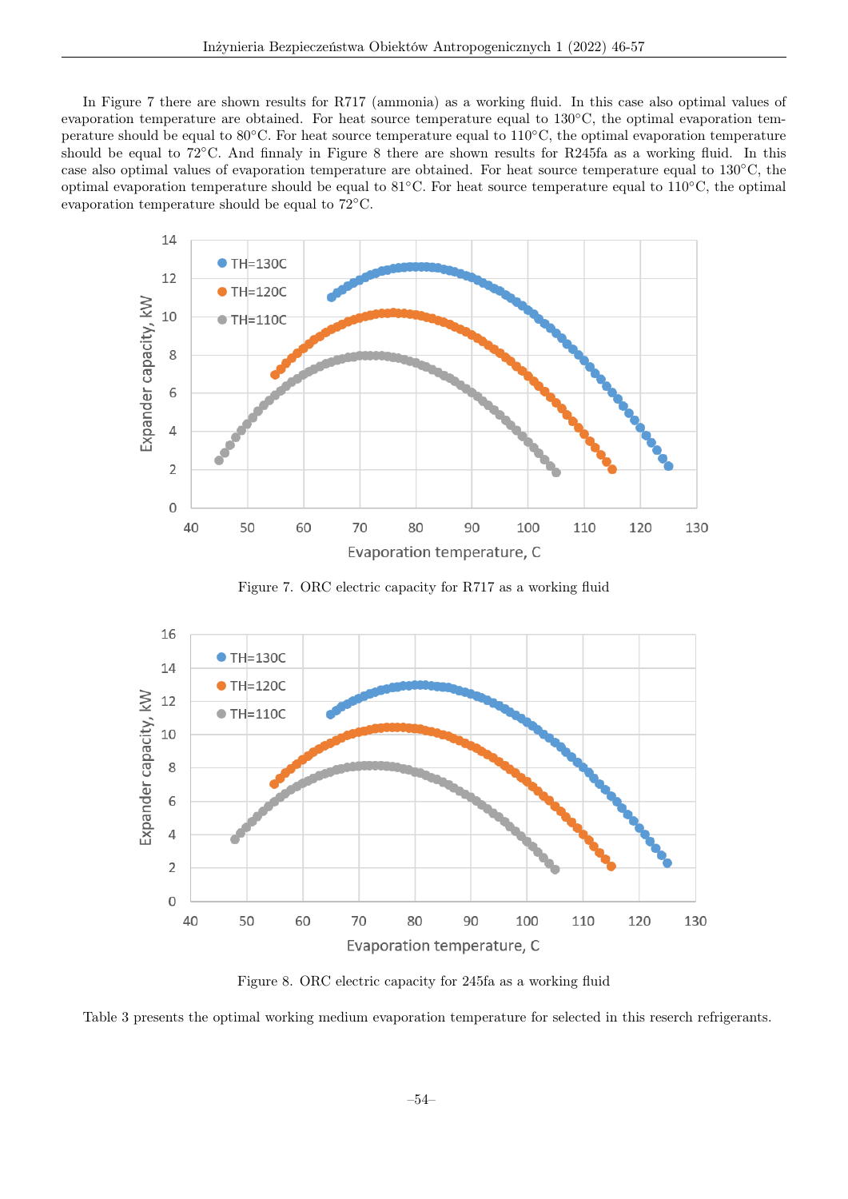In Figure 7 there are shown results for R717 (ammonia) as a working fluid. In this case also optimal values of evaporation temperature are obtained. For heat source temperature equal to 130°C, the optimal evaporation temperature should be equal to 80°C. For heat source temperature equal to 110°C, the optimal evaporation temperature should be equal to 72°C. And finnaly in Figure 8 there are shown results for R245fa as a working fluid. In this case also optimal values of evaporation temperature are obtained. For heat source temperature equal to 130°C, the optimal evaporation temperature should be equal to 81°C. For heat source temperature equal to 110°C, the optimal evaporation temperature should be equal to 72°C.

Figure 7. ORC electric capacity for R717 as a working fluid

Figure 8. ORC electric capacity for 245fa as a working fluid

Table 3 presents the optimal working medium evaporation temperature for selected in this reserch refrigerants.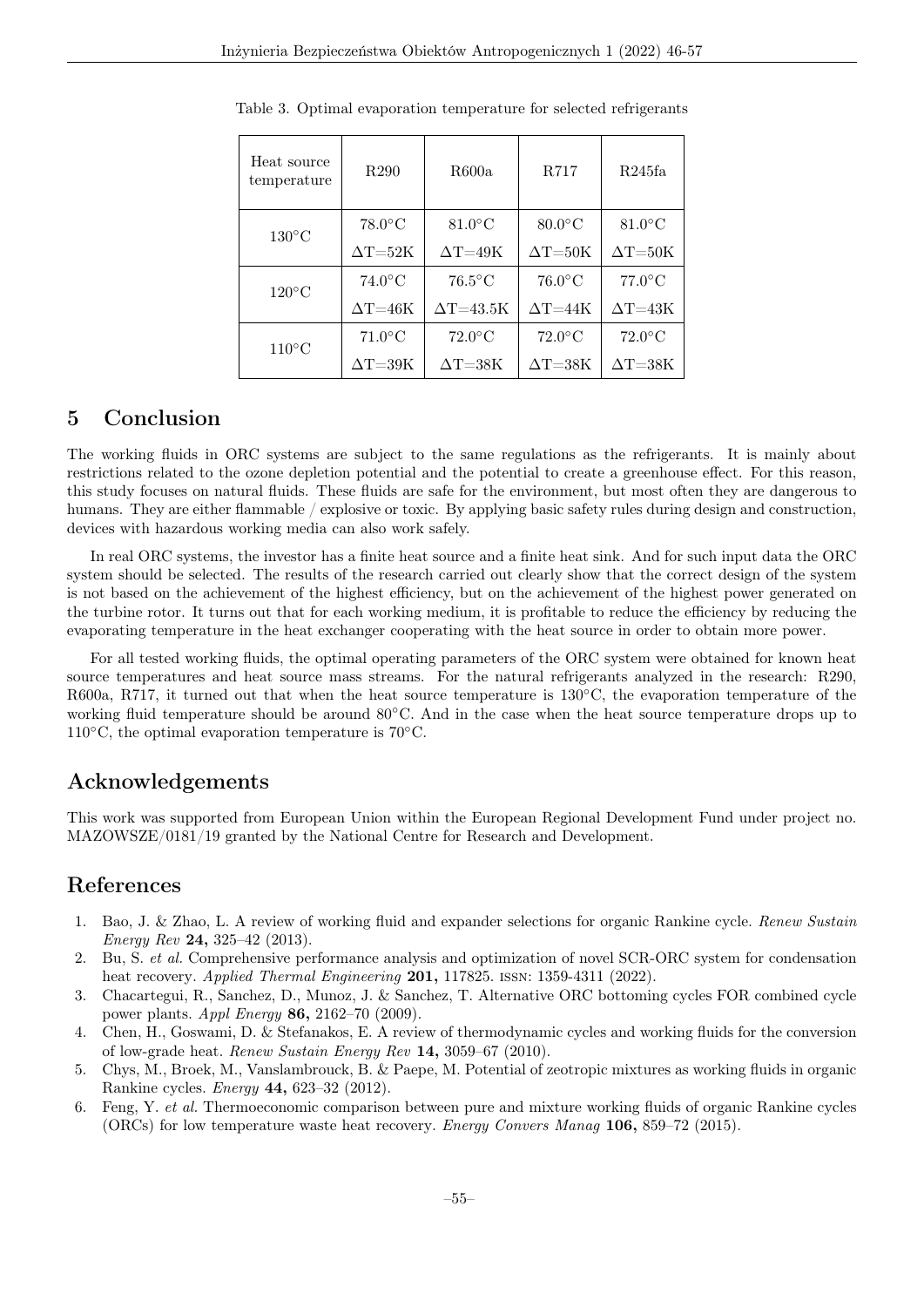Table 3. Optimal evaporation temperature for selected refrigerants

| Heat source temperature | R290 | R600a | R717 | R245fa |
|---|---|---|---|---|
| 130°C | 78.0°C | 81.0°C | 80.0°C | 81.0°C |
| | ΔT=52K | ΔT=49K | ΔT=50K | ΔT=50K |
| 120°C | 74.0°C | 76.5°C | 76.0°C | 77.0°C |
| | ΔT=46K | ΔT=43.5K | ΔT=44K | ΔT=43K |
| 110°C | 71.0°C | 72.0°C | 72.0°C | 72.0°C |
| | ΔT=39K | ΔT=38K | ΔT=38K | ΔT=38K |

## 5 Conclusion

The working fluids in ORC systems are subject to the same regulations as the refrigerants. It is mainly about restrictions related to the ozone depletion potential and the potential to create a greenhouse effect. For this reason, this study focuses on natural fluids. These fluids are safe for the environment, but most often they are dangerous to humans. They are either flammable / explosive or toxic. By applying basic safety rules during design and construction, devices with hazardous working media can also work safely.

In real ORC systems, the investor has a finite heat source and a finite heat sink. And for such input data the ORC system should be selected. The results of the research carried out clearly show that the correct design of the system is not based on the achievement of the highest efficiency, but on the achievement of the highest power generated on the turbine rotor. It turns out that for each working medium, it is profitable to reduce the efficiency by reducing the evaporating temperature in the heat exchanger cooperating with the heat source in order to obtain more power.

For all tested working fluids, the optimal operating parameters of the ORC system were obtained for known heat source temperatures and heat source mass streams. For the natural refrigerants analyzed in the research: R290, R600a, R717, it turned out that when the heat source temperature is 130°C, the evaporation temperature of the working fluid temperature should be around 80°C. And in the case when the heat source temperature drops up to 110°C, the optimal evaporation temperature is 70°C.

## Acknowledgements

This work was supported from European Union within the European Regional Development Fund under project no. MAZOWSZE/0181/19 granted by the National Centre for Research and Development.

## References

1. Bao, J. & Zhao, L. A review of working fluid and expander selections for organic Rankine cycle. *Renew Sustain Energy Rev* **24,** 325–42 (2013).
2. Bu, S. *et al.* Comprehensive performance analysis and optimization of novel SCR-ORC system for condensation heat recovery. *Applied Thermal Engineering* **201,** 117825. ISSN: 1359-4311 (2022).
3. Chacartegui, R., Sanchez, D., Munoz, J. & Sanchez, T. Alternative ORC bottoming cycles FOR combined cycle power plants. *Appl Energy* **86,** 2162–70 (2009).
4. Chen, H., Goswami, D. & Stefanakos, E. A review of thermodynamic cycles and working fluids for the conversion of low-grade heat. *Renew Sustain Energy Rev* **14,** 3059–67 (2010).
5. Chys, M., Broek, M., Vanslambrouck, B. & Paepe, M. Potential of zeotropic mixtures as working fluids in organic Rankine cycles. *Energy* **44,** 623–32 (2012).
6. Feng, Y. *et al.* Thermoeconomic comparison between pure and mixture working fluids of organic Rankine cycles (ORCs) for low temperature waste heat recovery. *Energy Convers Manag* **106,** 859–72 (2015).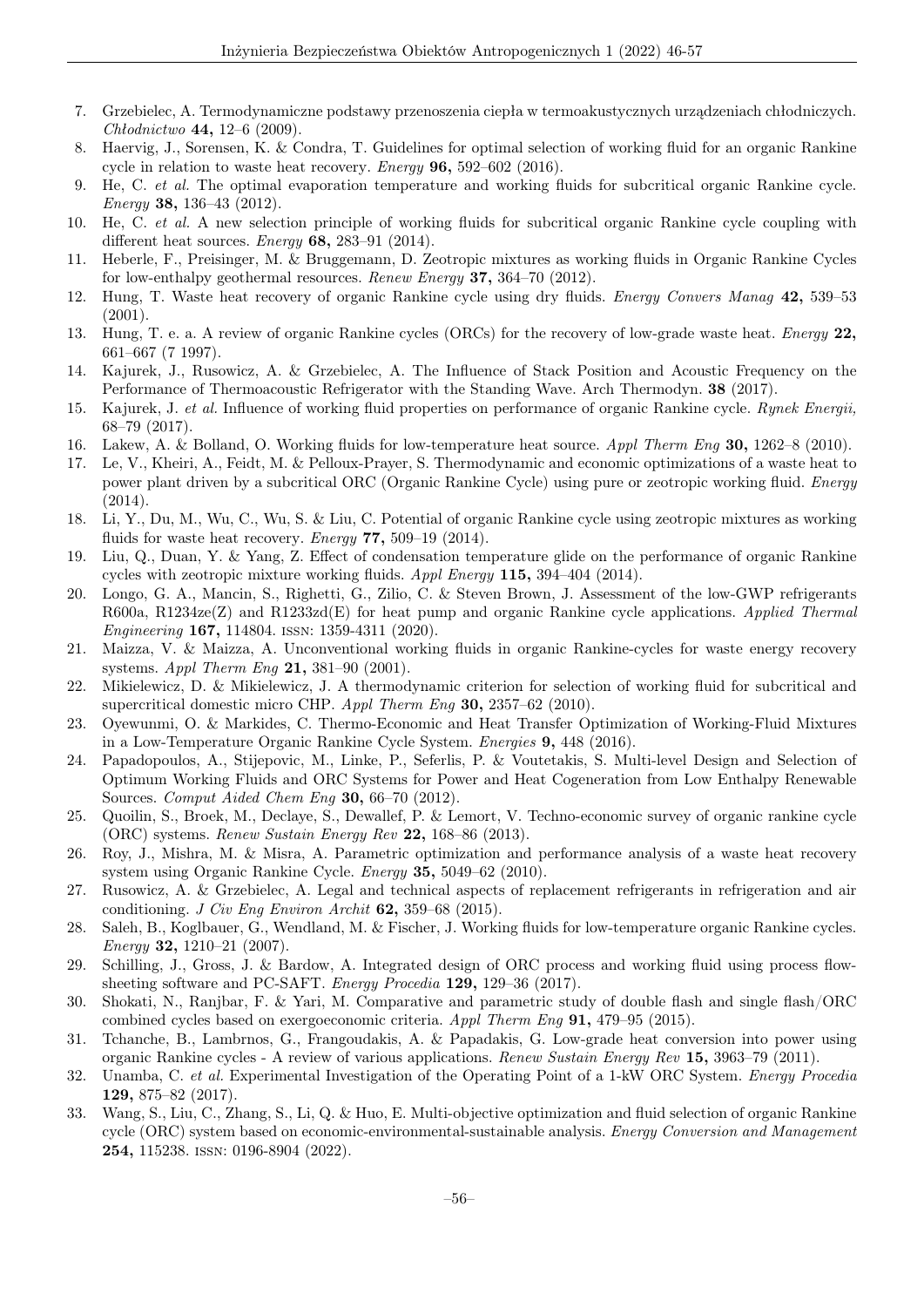7. Grzebielec, A. Termodynamiczne podstawy przenoszenia ciepła w termoakustycznych urządzeniach chłodniczych. *Chłodnictwo* **44,** 12–6 (2009).
8. Haervig, J., Sorensen, K. & Condra, T. Guidelines for optimal selection of working fluid for an organic Rankine cycle in relation to waste heat recovery. *Energy* **96,** 592–602 (2016).
9. He, C. *et al.* The optimal evaporation temperature and working fluids for subcritical organic Rankine cycle. *Energy* **38,** 136–43 (2012).
10. He, C. *et al.* A new selection principle of working fluids for subcritical organic Rankine cycle coupling with different heat sources. *Energy* **68,** 283–91 (2014).
11. Heberle, F., Preisinger, M. & Bruggemann, D. Zeotropic mixtures as working fluids in Organic Rankine Cycles for low-enthalpy geothermal resources. *Renew Energy* **37,** 364–70 (2012).
12. Hung, T. Waste heat recovery of organic Rankine cycle using dry fluids. *Energy Convers Manag* **42,** 539–53 (2001).
13. Hung, T. e. a. A review of organic Rankine cycles (ORCs) for the recovery of low-grade waste heat. *Energy* **22,** 661–667 (7 1997).
14. Kajurek, J., Rusowicz, A. & Grzebielec, A. The Influence of Stack Position and Acoustic Frequency on the Performance of Thermoacoustic Refrigerator with the Standing Wave. Arch Thermodyn. **38** (2017).
15. Kajurek, J. *et al.* Influence of working fluid properties on performance of organic Rankine cycle. *Rynek Energii,* 68–79 (2017).
16. Lakew, A. & Bolland, O. Working fluids for low-temperature heat source. *Appl Therm Eng* **30,** 1262–8 (2010).
17. Le, V., Kheiri, A., Feidt, M. & Pelloux-Prayer, S. Thermodynamic and economic optimizations of a waste heat to power plant driven by a subcritical ORC (Organic Rankine Cycle) using pure or zeotropic working fluid. *Energy* (2014).
18. Li, Y., Du, M., Wu, C., Wu, S. & Liu, C. Potential of organic Rankine cycle using zeotropic mixtures as working fluids for waste heat recovery. *Energy* **77,** 509–19 (2014).
19. Liu, Q., Duan, Y. & Yang, Z. Effect of condensation temperature glide on the performance of organic Rankine cycles with zeotropic mixture working fluids. *Appl Energy* **115,** 394–404 (2014).
20. Longo, G. A., Mancin, S., Righetti, G., Zilio, C. & Steven Brown, J. Assessment of the low-GWP refrigerants R600a, R1234ze(Z) and R1233zd(E) for heat pump and organic Rankine cycle applications. *Applied Thermal Engineering* **167,** 114804. ISSN: 1359-4311 (2020).
21. Maizza, V. & Maizza, A. Unconventional working fluids in organic Rankine-cycles for waste energy recovery systems. *Appl Therm Eng* **21,** 381–90 (2001).
22. Mikielewicz, D. & Mikielewicz, J. A thermodynamic criterion for selection of working fluid for subcritical and supercritical domestic micro CHP. *Appl Therm Eng* **30,** 2357–62 (2010).
23. Oyewunmi, O. & Markides, C. Thermo-Economic and Heat Transfer Optimization of Working-Fluid Mixtures in a Low-Temperature Organic Rankine Cycle System. *Energies* **9,** 448 (2016).
24. Papadopoulos, A., Stijepovic, M., Linke, P., Seferlis, P. & Voutetakis, S. Multi-level Design and Selection of Optimum Working Fluids and ORC Systems for Power and Heat Cogeneration from Low Enthalpy Renewable Sources. *Comput Aided Chem Eng* **30,** 66–70 (2012).
25. Quoilin, S., Broek, M., Declaye, S., Dewallef, P. & Lemort, V. Techno-economic survey of organic rankine cycle (ORC) systems. *Renew Sustain Energy Rev* **22,** 168–86 (2013).
26. Roy, J., Mishra, M. & Misra, A. Parametric optimization and performance analysis of a waste heat recovery system using Organic Rankine Cycle. *Energy* **35,** 5049–62 (2010).
27. Rusowicz, A. & Grzebielec, A. Legal and technical aspects of replacement refrigerants in refrigeration and air conditioning. *J Civ Eng Environ Archit* **62,** 359–68 (2015).
28. Saleh, B., Koglbauer, G., Wendland, M. & Fischer, J. Working fluids for low-temperature organic Rankine cycles. *Energy* **32,** 1210–21 (2007).
29. Schilling, J., Gross, J. & Bardow, A. Integrated design of ORC process and working fluid using process flowsheeting software and PC-SAFT. *Energy Procedia* **129,** 129–36 (2017).
30. Shokati, N., Ranjbar, F. & Yari, M. Comparative and parametric study of double flash and single flash/ORC combined cycles based on exergoeconomic criteria. *Appl Therm Eng* **91,** 479–95 (2015).
31. Tchanche, B., Lambrnos, G., Frangoudakis, A. & Papadakis, G. Low-grade heat conversion into power using organic Rankine cycles - A review of various applications. *Renew Sustain Energy Rev* **15,** 3963–79 (2011).
32. Unamba, C. *et al.* Experimental Investigation of the Operating Point of a 1-kW ORC System. *Energy Procedia* **129,** 875–82 (2017).
33. Wang, S., Liu, C., Zhang, S., Li, Q. & Huo, E. Multi-objective optimization and fluid selection of organic Rankine cycle (ORC) system based on economic-environmental-sustainable analysis. *Energy Conversion and Management* **254,** 115238. ISSN: 0196-8904 (2022).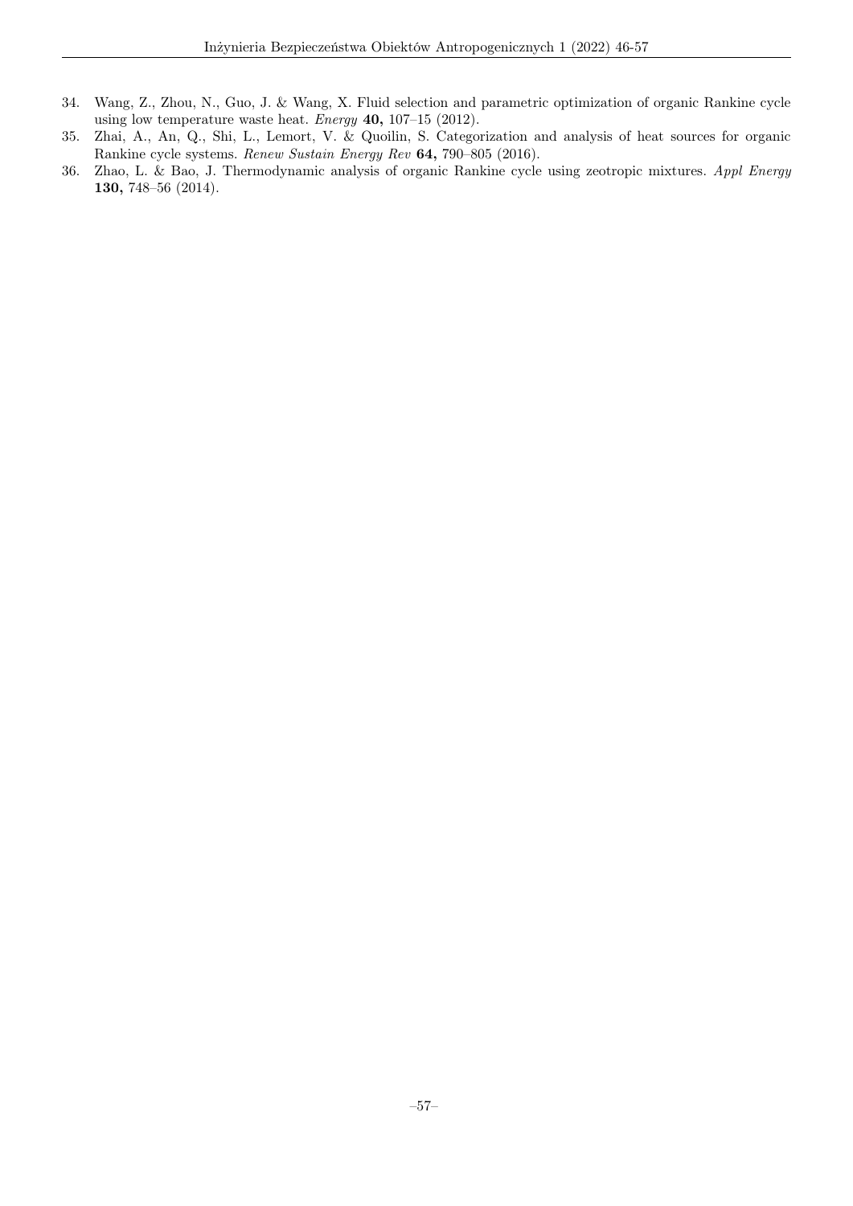34. Wang, Z., Zhou, N., Guo, J. & Wang, X. Fluid selection and parametric optimization of organic Rankine cycle using low temperature waste heat. *Energy* **40,** 107–15 (2012).
35. Zhai, A., An, Q., Shi, L., Lemort, V. & Quoilin, S. Categorization and analysis of heat sources for organic Rankine cycle systems. *Renew Sustain Energy Rev* **64,** 790–805 (2016).
36. Zhao, L. & Bao, J. Thermodynamic analysis of organic Rankine cycle using zeotropic mixtures. *Appl Energy* **130,** 748–56 (2014).